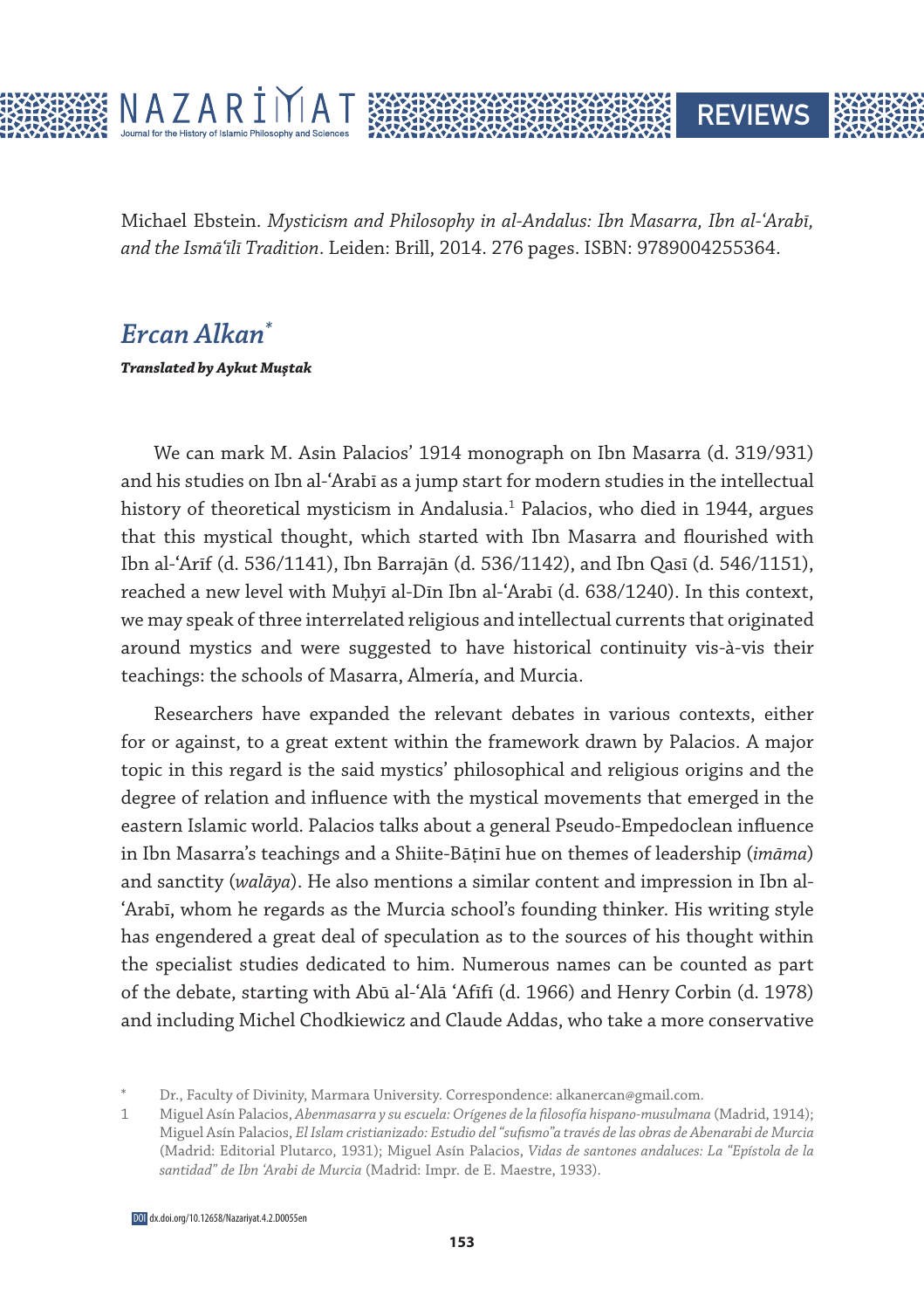Michael Ebstein. *Mysticism and Philosophy in al-Andalus: Ibn Masarra, Ibn al-ʿArabī, and the Ismāʿīlī Tradition*. Leiden: Brill, 2014. 276 pages. ISBN: 9789004255364.

## *Ercan Alkan*[*]

***Translated by Aykut Muştak***

We can mark M. Asin Palacios' 1914 monograph on Ibn Masarra (d. 319/931) and his studies on Ibn al-ʿArabī as a jump start for modern studies in the intellectual history of theoretical mysticism in Andalusia.[1] Palacios, who died in 1944, argues that this mystical thought, which started with Ibn Masarra and flourished with Ibn al-ʿArīf (d. 536/1141), Ibn Barrajān (d. 536/1142), and Ibn Qasī (d. 546/1151), reached a new level with Muḥyī al-Dīn Ibn al-ʿArabī (d. 638/1240). In this context, we may speak of three interrelated religious and intellectual currents that originated around mystics and were suggested to have historical continuity vis-à-vis their teachings: the schools of Masarra, Almería, and Murcia.

Researchers have expanded the relevant debates in various contexts, either for or against, to a great extent within the framework drawn by Palacios. A major topic in this regard is the said mystics' philosophical and religious origins and the degree of relation and influence with the mystical movements that emerged in the eastern Islamic world. Palacios talks about a general Pseudo-Empedoclean influence in Ibn Masarra's teachings and a Shiite-Bāṭinī hue on themes of leadership (*imāma*) and sanctity (*walāya*). He also mentions a similar content and impression in Ibn al-ʿArabī, whom he regards as the Murcia school's founding thinker. His writing style has engendered a great deal of speculation as to the sources of his thought within the specialist studies dedicated to him. Numerous names can be counted as part of the debate, starting with Abū al-ʿAlā ʿAfīfī (d. 1966) and Henry Corbin (d. 1978) and including Michel Chodkiewicz and Claude Addas, who take a more conservative

---

[*] Dr., Faculty of Divinity, Marmara University. Correspondence: alkanercan@gmail.com.

[1] Miguel Asín Palacios, *Abenmasarra y su escuela: Orígenes de la filosofía hispano-musulmana* (Madrid, 1914); Miguel Asín Palacios, *El Islam cristianizado: Estudio del "sufismo"a través de las obras de Abenarabi de Murcia* (Madrid: Editorial Plutarco, 1931); Miguel Asín Palacios, *Vidas de santones andaluces: La "Epístola de la santidad" de Ibn ʿArabi de Murcia* (Madrid: Impr. de E. Maestre, 1933).

DOI dx.doi.org/10.12658/Nazariyat.4.2.D0055en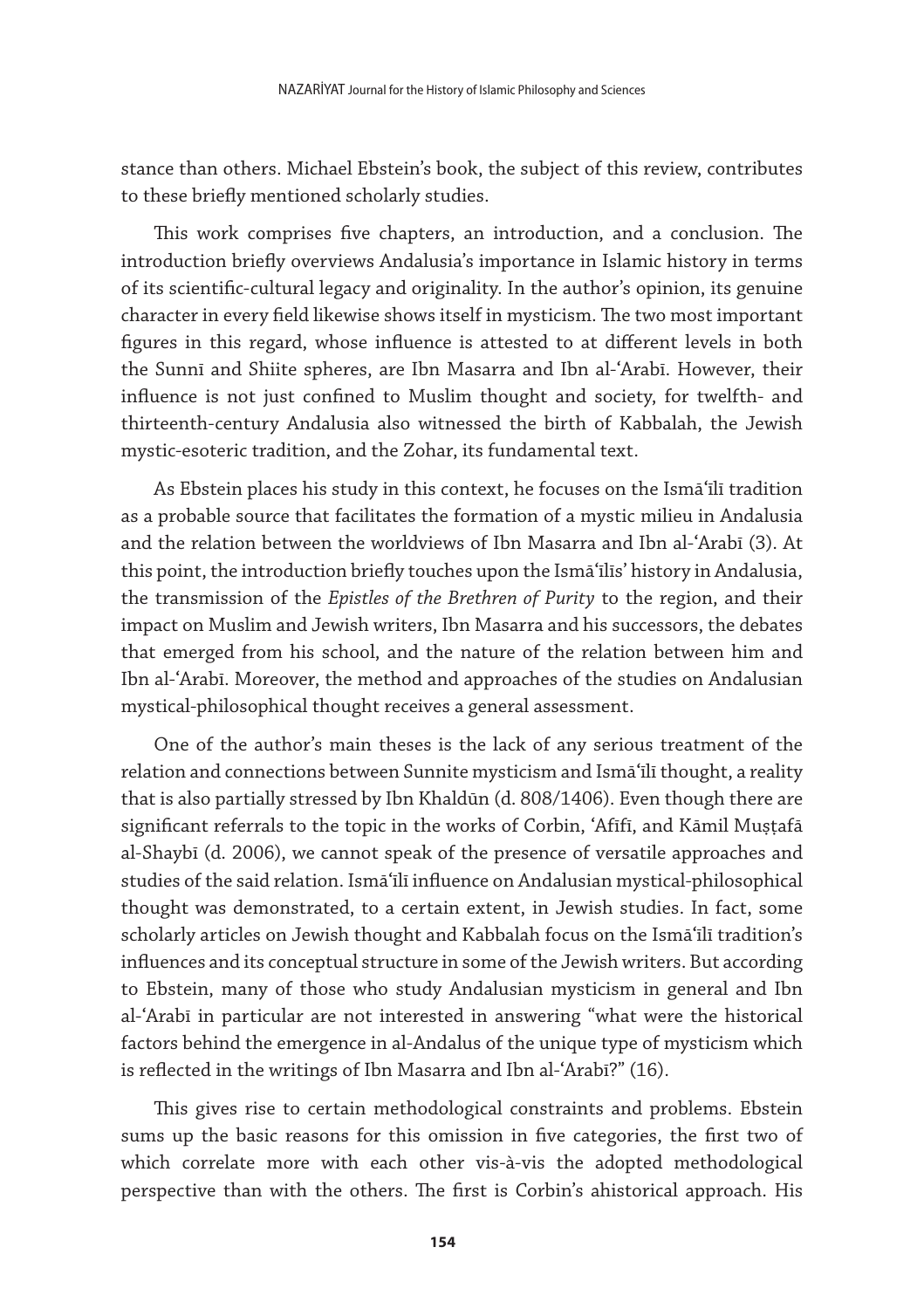stance than others. Michael Ebstein's book, the subject of this review, contributes to these briefly mentioned scholarly studies.

This work comprises five chapters, an introduction, and a conclusion. The introduction briefly overviews Andalusia's importance in Islamic history in terms of its scientific-cultural legacy and originality. In the author's opinion, its genuine character in every field likewise shows itself in mysticism. The two most important figures in this regard, whose influence is attested to at different levels in both the Sunnī and Shiite spheres, are Ibn Masarra and Ibn al-ʿArabī. However, their influence is not just confined to Muslim thought and society, for twelfth- and thirteenth-century Andalusia also witnessed the birth of Kabbalah, the Jewish mystic-esoteric tradition, and the Zohar, its fundamental text.

As Ebstein places his study in this context, he focuses on the Ismāʿīlī tradition as a probable source that facilitates the formation of a mystic milieu in Andalusia and the relation between the worldviews of Ibn Masarra and Ibn al-ʿArabī (3). At this point, the introduction briefly touches upon the Ismāʿīlīs' history in Andalusia, the transmission of the *Epistles of the Brethren of Purity* to the region, and their impact on Muslim and Jewish writers, Ibn Masarra and his successors, the debates that emerged from his school, and the nature of the relation between him and Ibn al-ʿArabī. Moreover, the method and approaches of the studies on Andalusian mystical-philosophical thought receives a general assessment.

One of the author's main theses is the lack of any serious treatment of the relation and connections between Sunnite mysticism and Ismāʿīlī thought, a reality that is also partially stressed by Ibn Khaldūn (d. 808/1406). Even though there are significant referrals to the topic in the works of Corbin, ʿAfīfī, and Kāmil Muṣṭafā al-Shaybī (d. 2006), we cannot speak of the presence of versatile approaches and studies of the said relation. Ismāʿīlī influence on Andalusian mystical-philosophical thought was demonstrated, to a certain extent, in Jewish studies. In fact, some scholarly articles on Jewish thought and Kabbalah focus on the Ismāʿīlī tradition's influences and its conceptual structure in some of the Jewish writers. But according to Ebstein, many of those who study Andalusian mysticism in general and Ibn al-ʿArabī in particular are not interested in answering "what were the historical factors behind the emergence in al-Andalus of the unique type of mysticism which is reflected in the writings of Ibn Masarra and Ibn al-ʿArabī?" (16).

This gives rise to certain methodological constraints and problems. Ebstein sums up the basic reasons for this omission in five categories, the first two of which correlate more with each other vis-à-vis the adopted methodological perspective than with the others. The first is Corbin's ahistorical approach. His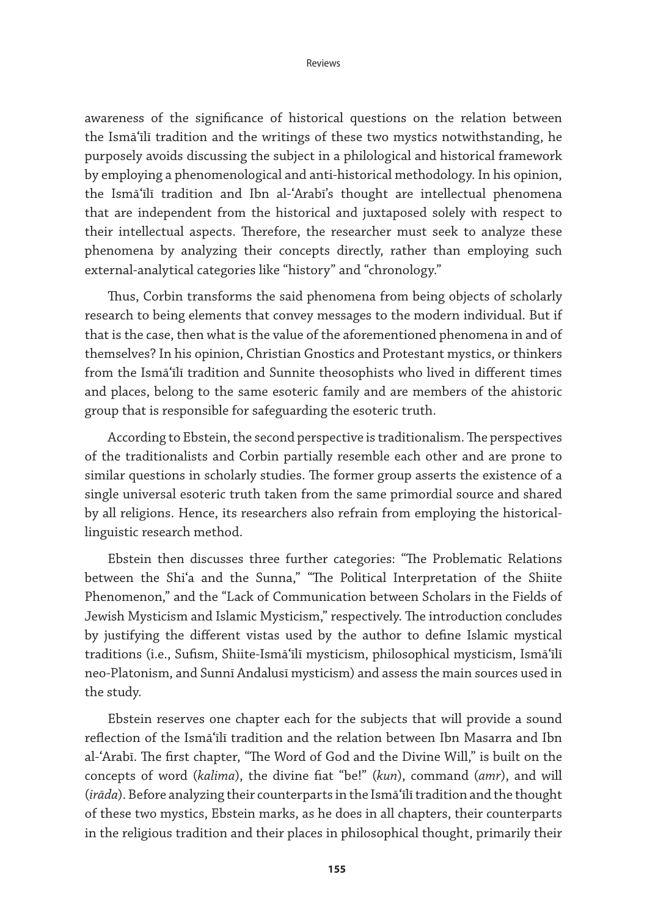awareness of the significance of historical questions on the relation between the Ismāʿīlī tradition and the writings of these two mystics notwithstanding, he purposely avoids discussing the subject in a philological and historical framework by employing a phenomenological and anti-historical methodology. In his opinion, the Ismāʿīlī tradition and Ibn al-ʿArabī's thought are intellectual phenomena that are independent from the historical and juxtaposed solely with respect to their intellectual aspects. Therefore, the researcher must seek to analyze these phenomena by analyzing their concepts directly, rather than employing such external-analytical categories like "history" and "chronology."

Thus, Corbin transforms the said phenomena from being objects of scholarly research to being elements that convey messages to the modern individual. But if that is the case, then what is the value of the aforementioned phenomena in and of themselves? In his opinion, Christian Gnostics and Protestant mystics, or thinkers from the Ismāʿīlī tradition and Sunnite theosophists who lived in different times and places, belong to the same esoteric family and are members of the ahistoric group that is responsible for safeguarding the esoteric truth.

According to Ebstein, the second perspective is traditionalism. The perspectives of the traditionalists and Corbin partially resemble each other and are prone to similar questions in scholarly studies. The former group asserts the existence of a single universal esoteric truth taken from the same primordial source and shared by all religions. Hence, its researchers also refrain from employing the historical-linguistic research method.

Ebstein then discusses three further categories: "The Problematic Relations between the Shiʿa and the Sunna," "The Political Interpretation of the Shiite Phenomenon," and the "Lack of Communication between Scholars in the Fields of Jewish Mysticism and Islamic Mysticism," respectively. The introduction concludes by justifying the different vistas used by the author to define Islamic mystical traditions (i.e., Sufism, Shiite-Ismāʿīlī mysticism, philosophical mysticism, Ismāʿīlī neo-Platonism, and Sunnī Andalusī mysticism) and assess the main sources used in the study.

Ebstein reserves one chapter each for the subjects that will provide a sound reflection of the Ismāʿīlī tradition and the relation between Ibn Masarra and Ibn al-ʿArabī. The first chapter, "The Word of God and the Divine Will," is built on the concepts of word (*kalima*), the divine fiat "be!" (*kun*), command (*amr*), and will (*irāda*). Before analyzing their counterparts in the Ismāʿīlī tradition and the thought of these two mystics, Ebstein marks, as he does in all chapters, their counterparts in the religious tradition and their places in philosophical thought, primarily their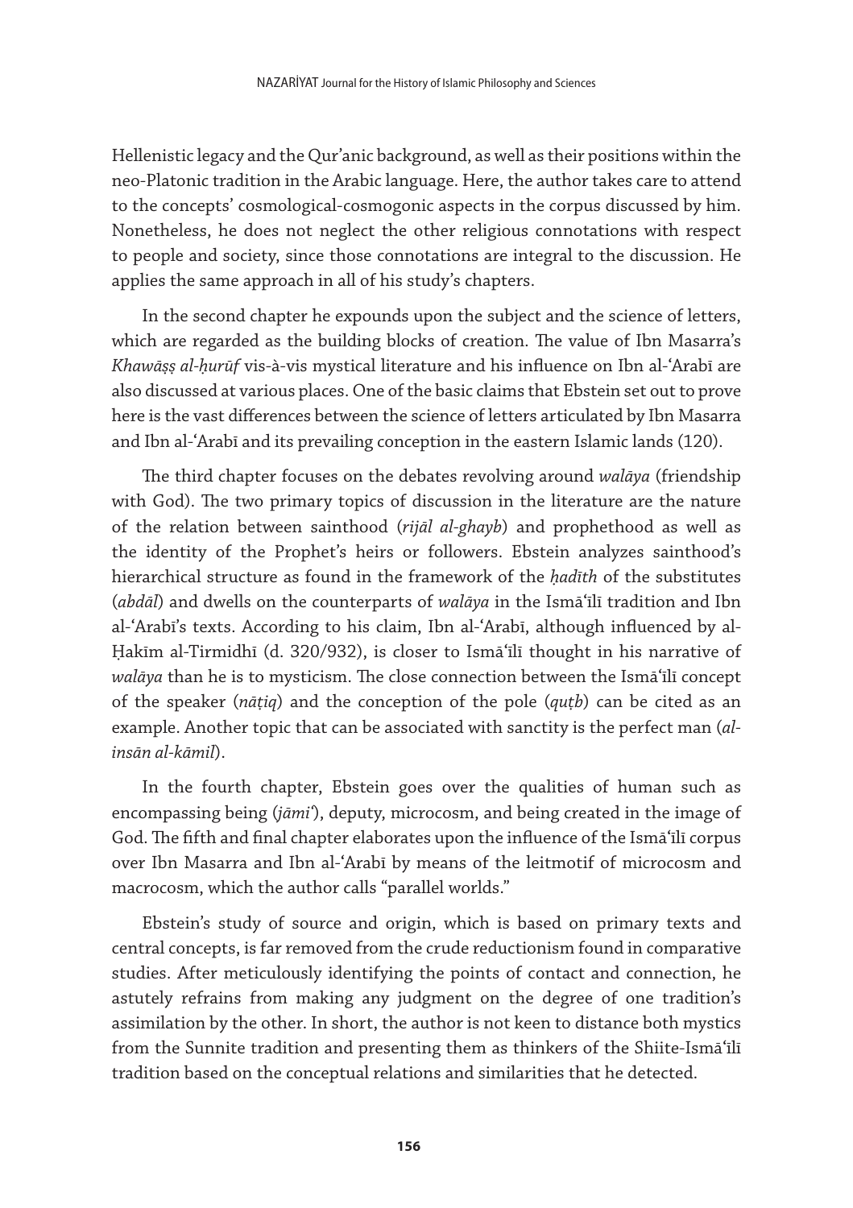Hellenistic legacy and the Qur'anic background, as well as their positions within the neo-Platonic tradition in the Arabic language. Here, the author takes care to attend to the concepts' cosmological-cosmogonic aspects in the corpus discussed by him. Nonetheless, he does not neglect the other religious connotations with respect to people and society, since those connotations are integral to the discussion. He applies the same approach in all of his study's chapters.

In the second chapter he expounds upon the subject and the science of letters, which are regarded as the building blocks of creation. The value of Ibn Masarra's *Khawāṣṣ al-ḥurūf* vis-à-vis mystical literature and his influence on Ibn al-ʿArabī are also discussed at various places. One of the basic claims that Ebstein set out to prove here is the vast differences between the science of letters articulated by Ibn Masarra and Ibn al-ʿArabī and its prevailing conception in the eastern Islamic lands (120).

The third chapter focuses on the debates revolving around *walāya* (friendship with God). The two primary topics of discussion in the literature are the nature of the relation between sainthood (*rijāl al-ghayb*) and prophethood as well as the identity of the Prophet's heirs or followers. Ebstein analyzes sainthood's hierarchical structure as found in the framework of the *ḥadīth* of the substitutes (*abdāl*) and dwells on the counterparts of *walāya* in the Ismāʿīlī tradition and Ibn al-ʿArabī's texts. According to his claim, Ibn al-ʿArabī, although influenced by al-Ḥakīm al-Tirmidhī (d. 320/932), is closer to Ismāʿīlī thought in his narrative of *walāya* than he is to mysticism. The close connection between the Ismāʿīlī concept of the speaker (*nāṭiq*) and the conception of the pole (*quṭb*) can be cited as an example. Another topic that can be associated with sanctity is the perfect man (*al-insān al-kāmil*).

In the fourth chapter, Ebstein goes over the qualities of human such as encompassing being (*jāmiʿ*), deputy, microcosm, and being created in the image of God. The fifth and final chapter elaborates upon the influence of the Ismāʿīlī corpus over Ibn Masarra and Ibn al-ʿArabī by means of the leitmotif of microcosm and macrocosm, which the author calls "parallel worlds."

Ebstein's study of source and origin, which is based on primary texts and central concepts, is far removed from the crude reductionism found in comparative studies. After meticulously identifying the points of contact and connection, he astutely refrains from making any judgment on the degree of one tradition's assimilation by the other. In short, the author is not keen to distance both mystics from the Sunnite tradition and presenting them as thinkers of the Shiite-Ismāʿīlī tradition based on the conceptual relations and similarities that he detected.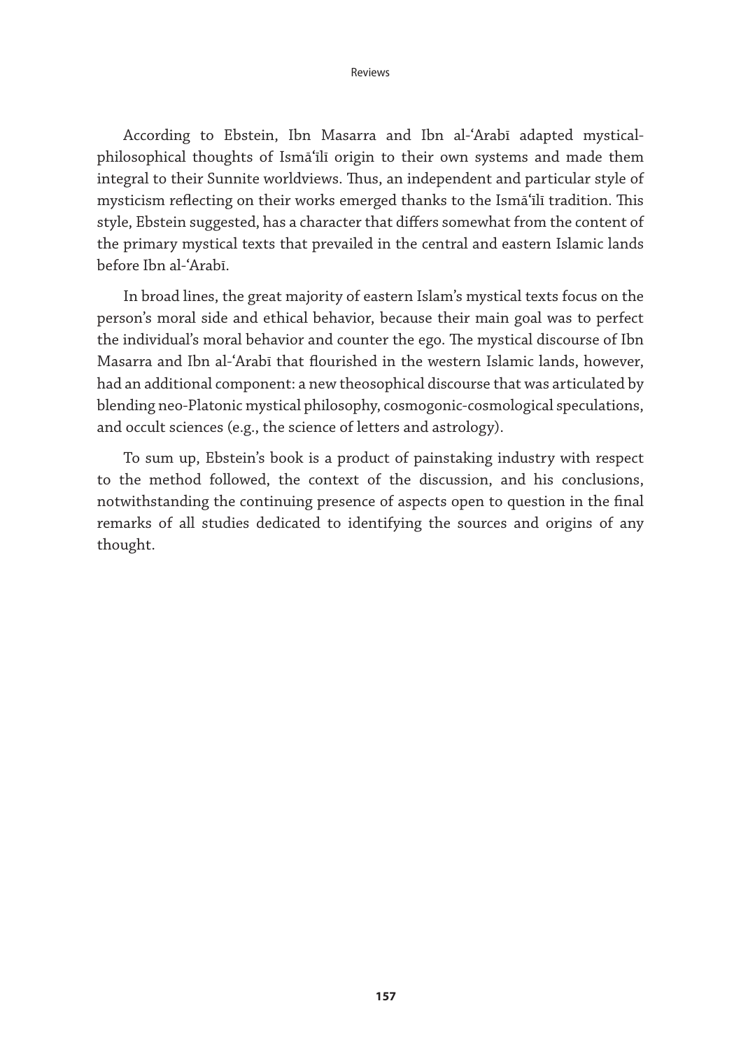According to Ebstein, Ibn Masarra and Ibn al-ʿArabī adapted mystical-philosophical thoughts of Ismāʿīlī origin to their own systems and made them integral to their Sunnite worldviews. Thus, an independent and particular style of mysticism reflecting on their works emerged thanks to the Ismāʿīlī tradition. This style, Ebstein suggested, has a character that differs somewhat from the content of the primary mystical texts that prevailed in the central and eastern Islamic lands before Ibn al-ʿArabī.

In broad lines, the great majority of eastern Islam's mystical texts focus on the person's moral side and ethical behavior, because their main goal was to perfect the individual's moral behavior and counter the ego. The mystical discourse of Ibn Masarra and Ibn al-ʿArabī that flourished in the western Islamic lands, however, had an additional component: a new theosophical discourse that was articulated by blending neo-Platonic mystical philosophy, cosmogonic-cosmological speculations, and occult sciences (e.g., the science of letters and astrology).

To sum up, Ebstein's book is a product of painstaking industry with respect to the method followed, the context of the discussion, and his conclusions, notwithstanding the continuing presence of aspects open to question in the final remarks of all studies dedicated to identifying the sources and origins of any thought.